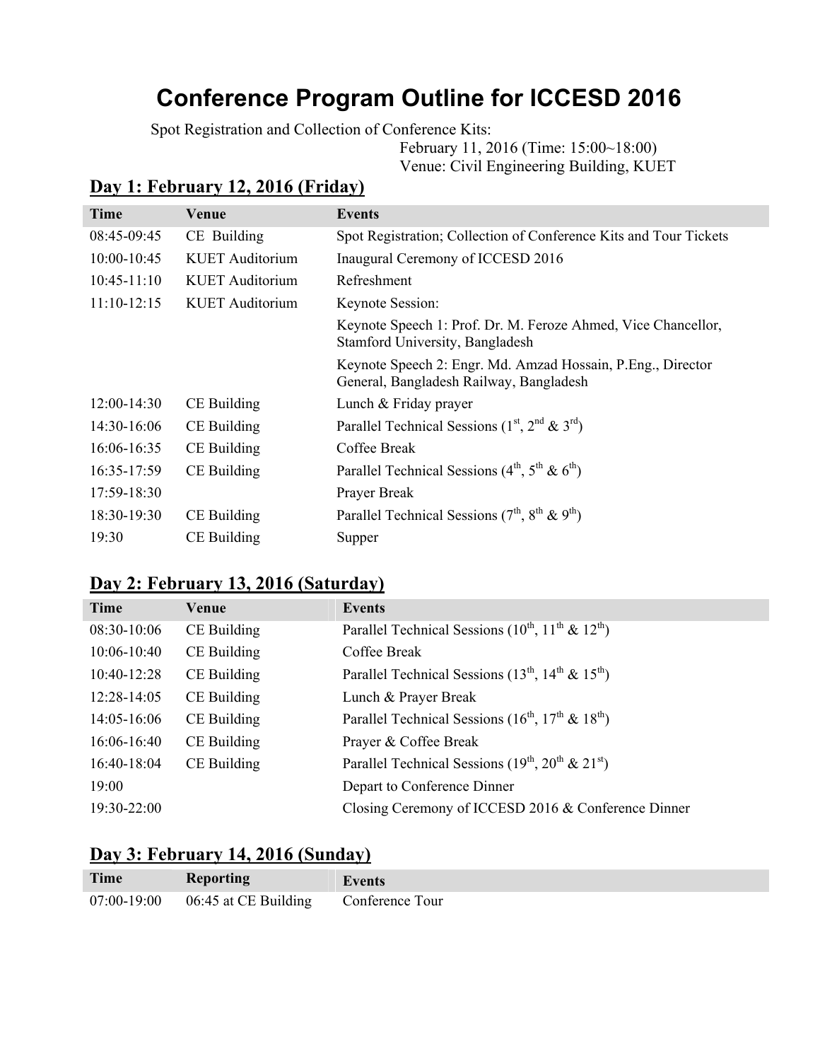# Conference Program Outline for ICCESD 2016

Spot Registration and Collection of Conference Kits:

February 11, 2016 (Time: 15:00~18:00)
Venue: Civil Engineering Building, KUET

## Day 1: February 12, 2016 (Friday)

| Time | Venue | Events |
|---|---|---|
| 08:45-09:45 | CE Building | Spot Registration; Collection of Conference Kits and Tour Tickets |
| 10:00-10:45 | KUET Auditorium | Inaugural Ceremony of ICCESD 2016 |
| 10:45-11:10 | KUET Auditorium | Refreshment |
| 11:10-12:15 | KUET Auditorium | Keynote Session: |
| | | Keynote Speech 1: Prof. Dr. M. Feroze Ahmed, Vice Chancellor, Stamford University, Bangladesh |
| | | Keynote Speech 2: Engr. Md. Amzad Hossain, P.Eng., Director General, Bangladesh Railway, Bangladesh |
| 12:00-14:30 | CE Building | Lunch & Friday prayer |
| 14:30-16:06 | CE Building | Parallel Technical Sessions (1st, 2nd & 3rd) |
| 16:06-16:35 | CE Building | Coffee Break |
| 16:35-17:59 | CE Building | Parallel Technical Sessions (4th, 5th & 6th) |
| 17:59-18:30 | | Prayer Break |
| 18:30-19:30 | CE Building | Parallel Technical Sessions (7th, 8th & 9th) |
| 19:30 | CE Building | Supper |

## Day 2: February 13, 2016 (Saturday)

| Time | Venue | Events |
|---|---|---|
| 08:30-10:06 | CE Building | Parallel Technical Sessions (10th, 11th & 12th) |
| 10:06-10:40 | CE Building | Coffee Break |
| 10:40-12:28 | CE Building | Parallel Technical Sessions (13th, 14th & 15th) |
| 12:28-14:05 | CE Building | Lunch & Prayer Break |
| 14:05-16:06 | CE Building | Parallel Technical Sessions (16th, 17th & 18th) |
| 16:06-16:40 | CE Building | Prayer & Coffee Break |
| 16:40-18:04 | CE Building | Parallel Technical Sessions (19th, 20th & 21st) |
| 19:00 | | Depart to Conference Dinner |
| 19:30-22:00 | | Closing Ceremony of ICCESD 2016 & Conference Dinner |

## Day 3: February 14, 2016 (Sunday)

| Time | Reporting | Events |
|---|---|---|
| 07:00-19:00 | 06:45 at CE Building | Conference Tour |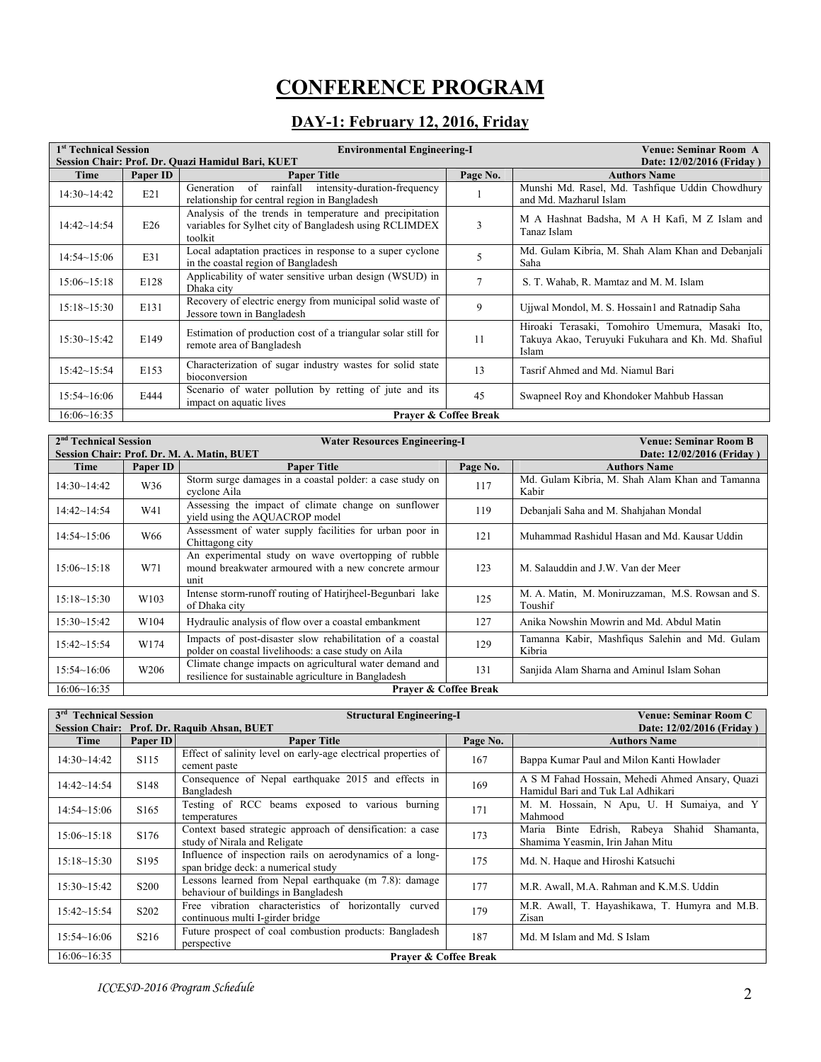# CONFERENCE PROGRAM

## DAY-1: February 12, 2016, Friday

**1st Technical Session** — **Environmental Engineering-I** — **Venue: Seminar Room A**
**Session Chair: Prof. Dr. Quazi Hamidul Bari, KUET** — **Date: 12/02/2016 (Friday )**

| Time | Paper ID | Paper Title | Page No. | Authors Name |
|---|---|---|---|---|
| 14:30~14:42 | E21 | Generation of rainfall intensity-duration-frequency relationship for central region in Bangladesh | 1 | Munshi Md. Rasel, Md. Tashfique Uddin Chowdhury and Md. Mazharul Islam |
| 14:42~14:54 | E26 | Analysis of the trends in temperature and precipitation variables for Sylhet city of Bangladesh using RCLIMDEX toolkit | 3 | M A Hashnat Badsha, M A H Kafi, M Z Islam and Tanaz Islam |
| 14:54~15:06 | E31 | Local adaptation practices in response to a super cyclone in the coastal region of Bangladesh | 5 | Md. Gulam Kibria, M. Shah Alam Khan and Debanjali Saha |
| 15:06~15:18 | E128 | Applicability of water sensitive urban design (WSUD) in Dhaka city | 7 | S. T. Wahab, R. Mamtaz and M. M. Islam |
| 15:18~15:30 | E131 | Recovery of electric energy from municipal solid waste of Jessore town in Bangladesh | 9 | Ujjwal Mondol, M. S. Hossain1 and Ratnadip Saha |
| 15:30~15:42 | E149 | Estimation of production cost of a triangular solar still for remote area of Bangladesh | 11 | Hiroaki Terasaki, Tomohiro Umemura, Masaki Ito, Takuya Akao, Teruyuki Fukuhara and Kh. Md. Shafiul Islam |
| 15:42~15:54 | E153 | Characterization of sugar industry wastes for solid state bioconversion | 13 | Tasrif Ahmed and Md. Niamul Bari |
| 15:54~16:06 | E444 | Scenario of water pollution by retting of jute and its impact on aquatic lives | 45 | Swapneel Roy and Khondoker Mahbub Hassan |
| 16:06~16:35 | **Prayer & Coffee Break** | | | |

**2nd Technical Session** — **Water Resources Engineering-I** — **Venue: Seminar Room B**
**Session Chair: Prof. Dr. M. A. Matin, BUET** — **Date: 12/02/2016 (Friday )**

| Time | Paper ID | Paper Title | Page No. | Authors Name |
|---|---|---|---|---|
| 14:30~14:42 | W36 | Storm surge damages in a coastal polder: a case study on cyclone Aila | 117 | Md. Gulam Kibria, M. Shah Alam Khan and Tamanna Kabir |
| 14:42~14:54 | W41 | Assessing the impact of climate change on sunflower yield using the AQUACROP model | 119 | Debanjali Saha and M. Shahjahan Mondal |
| 14:54~15:06 | W66 | Assessment of water supply facilities for urban poor in Chittagong city | 121 | Muhammad Rashidul Hasan and Md. Kausar Uddin |
| 15:06~15:18 | W71 | An experimental study on wave overtopping of rubble mound breakwater armoured with a new concrete armour unit | 123 | M. Salauddin and J.W. Van der Meer |
| 15:18~15:30 | W103 | Intense storm-runoff routing of Hatirjheel-Begunbari lake of Dhaka city | 125 | M. A. Matin, M. Moniruzzaman, M.S. Rowsan and S. Toushif |
| 15:30~15:42 | W104 | Hydraulic analysis of flow over a coastal embankment | 127 | Anika Nowshin Mowrin and Md. Abdul Matin |
| 15:42~15:54 | W174 | Impacts of post-disaster slow rehabilitation of a coastal polder on coastal livelihoods: a case study on Aila | 129 | Tamanna Kabir, Mashfiqus Salehin and Md. Gulam Kibria |
| 15:54~16:06 | W206 | Climate change impacts on agricultural water demand and resilience for sustainable agriculture in Bangladesh | 131 | Sanjida Alam Sharna and Aminul Islam Sohan |
| 16:06~16:35 | **Prayer & Coffee Break** | | | |

**3rd Technical Session** — **Structural Engineering-I** — **Venue: Seminar Room C**
**Session Chair: Prof. Dr. Raquib Ahsan, BUET** — **Date: 12/02/2016 (Friday )**

| Time | Paper ID | Paper Title | Page No. | Authors Name |
|---|---|---|---|---|
| 14:30~14:42 | S115 | Effect of salinity level on early-age electrical properties of cement paste | 167 | Bappa Kumar Paul and Milon Kanti Howlader |
| 14:42~14:54 | S148 | Consequence of Nepal earthquake 2015 and effects in Bangladesh | 169 | A S M Fahad Hossain, Mehedi Ahmed Ansary, Quazi Hamidul Bari and Tuk Lal Adhikari |
| 14:54~15:06 | S165 | Testing of RCC beams exposed to various burning temperatures | 171 | M. M. Hossain, N Apu, U. H Sumaiya, and Y Mahmood |
| 15:06~15:18 | S176 | Context based strategic approach of densification: a case study of Nirala and Religate | 173 | Maria Binte Edrish, Rabeya Shahid Shamanta, Shamima Yeasmin, Irin Jahan Mitu |
| 15:18~15:30 | S195 | Influence of inspection rails on aerodynamics of a long-span bridge deck: a numerical study | 175 | Md. N. Haque and Hiroshi Katsuchi |
| 15:30~15:42 | S200 | Lessons learned from Nepal earthquake (m 7.8): damage behaviour of buildings in Bangladesh | 177 | M.R. Awall, M.A. Rahman and K.M.S. Uddin |
| 15:42~15:54 | S202 | Free vibration characteristics of horizontally curved continuous multi I-girder bridge | 179 | M.R. Awall, T. Hayashikawa, T. Humyra and M.B. Zisan |
| 15:54~16:06 | S216 | Future prospect of coal combustion products: Bangladesh perspective | 187 | Md. M Islam and Md. S Islam |
| 16:06~16:35 | **Prayer & Coffee Break** | | | |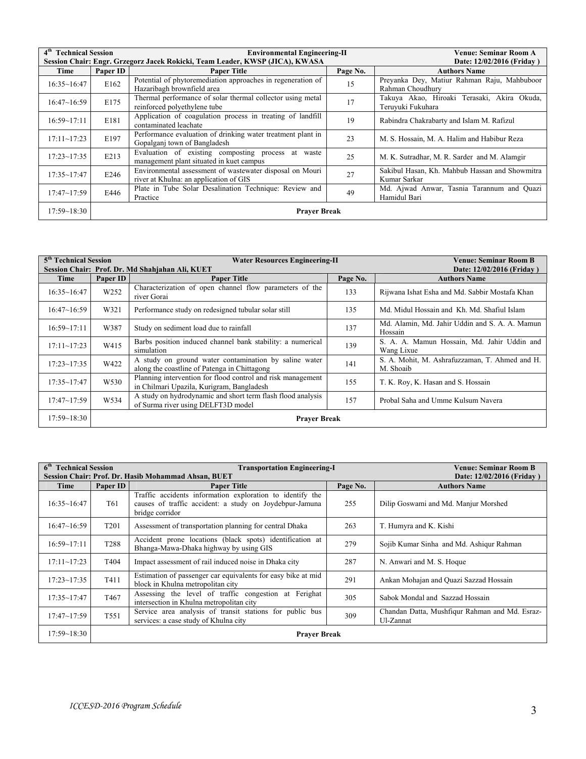| 4th Technical Session | | Environmental Engineering-II | | Venue: Seminar Room A |
|---|---|---|---|---|
| Session Chair: Engr. Grzegorz Jacek Rokicki, Team Leader, KWSP (JICA), KWASA | | | | Date: 12/02/2016 (Friday ) |
| **Time** | **Paper ID** | **Paper Title** | **Page No.** | **Authors Name** |
| 16:35~16:47 | E162 | Potential of phytoremediation approaches in regeneration of Hazaribagh brownfield area | 15 | Preyanka Dey, Matiur Rahman Raju, Mahbuboor Rahman Choudhury |
| 16:47~16:59 | E175 | Thermal performance of solar thermal collector using metal reinforced polyethylene tube | 17 | Takuya Akao, Hiroaki Terasaki, Akira Okuda, Teruyuki Fukuhara |
| 16:59~17:11 | E181 | Application of coagulation process in treating of landfill contaminated leachate | 19 | Rabindra Chakrabarty and Islam M. Rafizul |
| 17:11~17:23 | E197 | Performance evaluation of drinking water treatment plant in Gopalganj town of Bangladesh | 23 | M. S. Hossain, M. A. Halim and Habibur Reza |
| 17:23~17:35 | E213 | Evaluation of existing composting process at waste management plant situated in kuet campus | 25 | M. K. Sutradhar, M. R. Sarder and M. Alamgir |
| 17:35~17:47 | E246 | Environmental assessment of wastewater disposal on Mouri river at Khulna: an application of GIS | 27 | Sakibul Hasan, Kh. Mahbub Hassan and Showmitra Kumar Sarkar |
| 17:47~17:59 | E446 | Plate in Tube Solar Desalination Technique: Review and Practice | 49 | Md. Ajwad Anwar, Tasnia Tarannum and Quazi Hamidul Bari |
| 17:59~18:30 | | **Prayer Break** | | |

| 5th Technical Session | | Water Resources Engineering-II | | Venue: Seminar Room B |
|---|---|---|---|---|
| Session Chair: Prof. Dr. Md Shahjahan Ali, KUET | | | | Date: 12/02/2016 (Friday ) |
| **Time** | **Paper ID** | **Paper Title** | **Page No.** | **Authors Name** |
| 16:35~16:47 | W252 | Characterization of open channel flow parameters of the river Gorai | 133 | Rijwana Ishat Esha and Md. Sabbir Mostafa Khan |
| 16:47~16:59 | W321 | Performance study on redesigned tubular solar still | 135 | Md. Midul Hossain and Kh. Md. Shafiul Islam |
| 16:59~17:11 | W387 | Study on sediment load due to rainfall | 137 | Md. Alamin, Md. Jahir Uddin and S. A. A. Mamun Hossain |
| 17:11~17:23 | W415 | Barbs position induced channel bank stability: a numerical simulation | 139 | S. A. A. Mamun Hossain, Md. Jahir Uddin and Wang Lixue |
| 17:23~17:35 | W422 | A study on ground water contamination by saline water along the coastline of Patenga in Chittagong | 141 | S. A. Mohit, M. Ashrafuzzaman, T. Ahmed and H. M. Shoaib |
| 17:35~17:47 | W530 | Planning intervention for flood control and risk management in Chilmari Upazila, Kurigram, Bangladesh | 155 | T. K. Roy, K. Hasan and S. Hossain |
| 17:47~17:59 | W534 | A study on hydrodynamic and short term flash flood analysis of Surma river using DELFT3D model | 157 | Probal Saha and Umme Kulsum Navera |
| 17:59~18:30 | | **Prayer Break** | | |

| 6th Technical Session | | Transportation Engineering-I | | Venue: Seminar Room B |
|---|---|---|---|---|
| Session Chair: Prof. Dr. Hasib Mohammad Ahsan, BUET | | | | Date: 12/02/2016 (Friday ) |
| **Time** | **Paper ID** | **Paper Title** | **Page No.** | **Authors Name** |
| 16:35~16:47 | T61 | Traffic accidents information exploration to identify the causes of traffic accident: a study on Joydebpur-Jamuna bridge corridor | 255 | Dilip Goswami and Md. Manjur Morshed |
| 16:47~16:59 | T201 | Assessment of transportation planning for central Dhaka | 263 | T. Humyra and K. Kishi |
| 16:59~17:11 | T288 | Accident prone locations (black spots) identification at Bhanga-Mawa-Dhaka highway by using GIS | 279 | Sojib Kumar Sinha and Md. Ashiqur Rahman |
| 17:11~17:23 | T404 | Impact assessment of rail induced noise in Dhaka city | 287 | N. Anwari and M. S. Hoque |
| 17:23~17:35 | T411 | Estimation of passenger car equivalents for easy bike at mid block in Khulna metropolitan city | 291 | Ankan Mohajan and Quazi Sazzad Hossain |
| 17:35~17:47 | T467 | Assessing the level of traffic congestion at Ferighat intersection in Khulna metropolitan city | 305 | Sabok Mondal and Sazzad Hossain |
| 17:47~17:59 | T551 | Service area analysis of transit stations for public bus services: a case study of Khulna city | 309 | Chandan Datta, Mushfiqur Rahman and Md. Esraz-Ul-Zannat |
| 17:59~18:30 | | **Prayer Break** | | |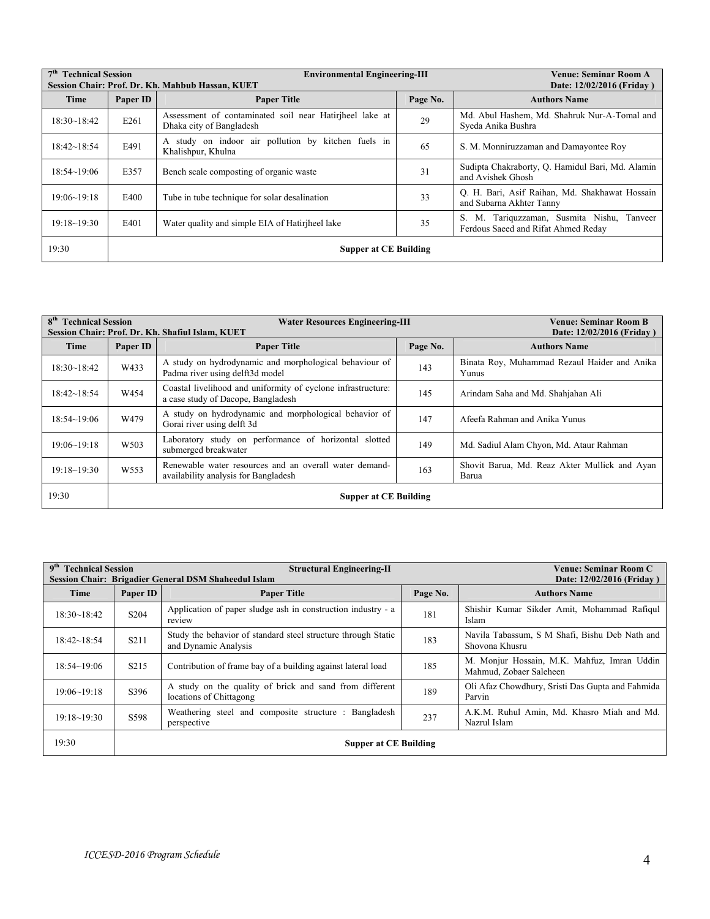| 7th Technical Session<br>Session Chair: Prof. Dr. Kh. Mahbub Hassan, KUET | | Environmental Engineering-III | | Venue: Seminar Room A<br>Date: 12/02/2016 (Friday ) |
|---|---|---|---|---|
| **Time** | **Paper ID** | **Paper Title** | **Page No.** | **Authors Name** |
| 18:30~18:42 | E261 | Assessment of contaminated soil near Hatirjheel lake at Dhaka city of Bangladesh | 29 | Md. Abul Hashem, Md. Shahruk Nur-A-Tomal and Syeda Anika Bushra |
| 18:42~18:54 | E491 | A study on indoor air pollution by kitchen fuels in Khalishpur, Khulna | 65 | S. M. Monniruzzaman and Damayontee Roy |
| 18:54~19:06 | E357 | Bench scale composting of organic waste | 31 | Sudipta Chakraborty, Q. Hamidul Bari, Md. Alamin and Avishek Ghosh |
| 19:06~19:18 | E400 | Tube in tube technique for solar desalination | 33 | Q. H. Bari, Asif Raihan, Md. Shakhawat Hossain and Subarna Akhter Tanny |
| 19:18~19:30 | E401 | Water quality and simple EIA of Hatirjheel lake | 35 | S. M. Tariquzzaman, Susmita Nishu, Tanveer Ferdous Saeed and Rifat Ahmed Reday |
| 19:30 | **Supper at CE Building** | | | |

| 8th Technical Session<br>Session Chair: Prof. Dr. Kh. Shafiul Islam, KUET | | Water Resources Engineering-III | | Venue: Seminar Room B<br>Date: 12/02/2016 (Friday ) |
|---|---|---|---|---|
| **Time** | **Paper ID** | **Paper Title** | **Page No.** | **Authors Name** |
| 18:30~18:42 | W433 | A study on hydrodynamic and morphological behaviour of Padma river using delft3d model | 143 | Binata Roy, Muhammad Rezaul Haider and Anika Yunus |
| 18:42~18:54 | W454 | Coastal livelihood and uniformity of cyclone infrastructure: a case study of Dacope, Bangladesh | 145 | Arindam Saha and Md. Shahjahan Ali |
| 18:54~19:06 | W479 | A study on hydrodynamic and morphological behavior of Gorai river using delft 3d | 147 | Afeefa Rahman and Anika Yunus |
| 19:06~19:18 | W503 | Laboratory study on performance of horizontal slotted submerged breakwater | 149 | Md. Sadiul Alam Chyon, Md. Ataur Rahman |
| 19:18~19:30 | W553 | Renewable water resources and an overall water demand-availability analysis for Bangladesh | 163 | Shovit Barua, Md. Reaz Akter Mullick and Ayan Barua |
| 19:30 | **Supper at CE Building** | | | |

| 9th Technical Session<br>Session Chair: Brigadier General DSM Shaheedul Islam | | Structural Engineering-II | | Venue: Seminar Room C<br>Date: 12/02/2016 (Friday ) |
|---|---|---|---|---|
| **Time** | **Paper ID** | **Paper Title** | **Page No.** | **Authors Name** |
| 18:30~18:42 | S204 | Application of paper sludge ash in construction industry - a review | 181 | Shishir Kumar Sikder Amit, Mohammad Rafiqul Islam |
| 18:42~18:54 | S211 | Study the behavior of standard steel structure through Static and Dynamic Analysis | 183 | Navila Tabassum, S M Shafi, Bishu Deb Nath and Shovona Khusru |
| 18:54~19:06 | S215 | Contribution of frame bay of a building against lateral load | 185 | M. Monjur Hossain, M.K. Mahfuz, Imran Uddin Mahmud, Zobaer Saleheen |
| 19:06~19:18 | S396 | A study on the quality of brick and sand from different locations of Chittagong | 189 | Oli Afaz Chowdhury, Sristi Das Gupta and Fahmida Parvin |
| 19:18~19:30 | S598 | Weathering steel and composite structure : Bangladesh perspective | 237 | A.K.M. Ruhul Amin, Md. Khasro Miah and Md. Nazrul Islam |
| 19:30 | **Supper at CE Building** | | | |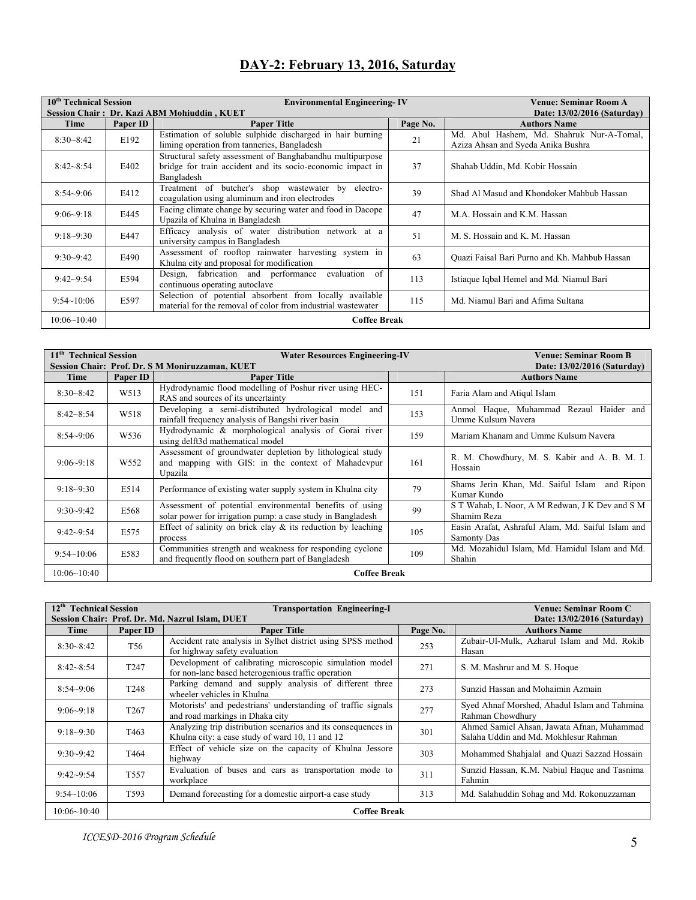# DAY-2: February 13, 2016, Saturday

| 10th Technical Session | | Environmental Engineering- IV | | Venue: Seminar Room A |
|---|---|---|---|---|
| Session Chair : Dr. Kazi ABM Mohiuddin , KUET | | | | Date: 13/02/2016 (Saturday) |
| **Time** | **Paper ID** | **Paper Title** | **Page No.** | **Authors Name** |
| 8:30~8:42 | E192 | Estimation of soluble sulphide discharged in hair burning liming operation from tanneries, Bangladesh | 21 | Md. Abul Hashem, Md. Shahruk Nur-A-Tomal, Aziza Ahsan and Syeda Anika Bushra |
| 8:42~8:54 | E402 | Structural safety assessment of Banghabandhu multipurpose bridge for train accident and its socio-economic impact in Bangladesh | 37 | Shahab Uddin, Md. Kobir Hossain |
| 8:54~9:06 | E412 | Treatment of butcher's shop wastewater by electro-coagulation using aluminum and iron electrodes | 39 | Shad Al Masud and Khondoker Mahbub Hassan |
| 9:06~9:18 | E445 | Facing climate change by securing water and food in Dacope Upazila of Khulna in Bangladesh | 47 | M.A. Hossain and K.M. Hassan |
| 9:18~9:30 | E447 | Efficacy analysis of water distribution network at a university campus in Bangladesh | 51 | M. S. Hossain and K. M. Hassan |
| 9:30~9:42 | E490 | Assessment of rooftop rainwater harvesting system in Khulna city and proposal for modification | 63 | Quazi Faisal Bari Purno and Kh. Mahbub Hassan |
| 9:42~9:54 | E594 | Design, fabrication and performance evaluation of continuous operating autoclave | 113 | Istiaque Iqbal Hemel and Md. Niamul Bari |
| 9:54~10:06 | E597 | Selection of potential absorbent from locally available material for the removal of color from industrial wastewater | 115 | Md. Niamul Bari and Afima Sultana |
| 10:06~10:40 | **Coffee Break** | | | |

| 11th Technical Session | | Water Resources Engineering-IV | | Venue: Seminar Room B |
|---|---|---|---|---|
| Session Chair: Prof. Dr. S M Moniruzzaman, KUET | | | | Date: 13/02/2016 (Saturday) |
| **Time** | **Paper ID** | **Paper Title** | | **Authors Name** |
| 8:30~8:42 | W513 | Hydrodynamic flood modelling of Poshur river using HEC-RAS and sources of its uncertainty | 151 | Faria Alam and Atiqul Islam |
| 8:42~8:54 | W518 | Developing a semi-distributed hydrological model and rainfall frequency analysis of Bangshi river basin | 153 | Anmol Haque, Muhammad Rezaul Haider and Umme Kulsum Navera |
| 8:54~9:06 | W536 | Hydrodynamic & morphological analysis of Gorai river using delft3d mathematical model | 159 | Mariam Khanam and Umme Kulsum Navera |
| 9:06~9:18 | W552 | Assessment of groundwater depletion by lithological study and mapping with GIS: in the context of Mahadevpur Upazila | 161 | R. M. Chowdhury, M. S. Kabir and A. B. M. I. Hossain |
| 9:18~9:30 | E514 | Performance of existing water supply system in Khulna city | 79 | Shams Jerin Khan, Md. Saiful Islam and Ripon Kumar Kundo |
| 9:30~9:42 | E568 | Assessment of potential environmental benefits of using solar power for irrigation pump: a case study in Bangladesh | 99 | S T Wahab, L Noor, A M Redwan, J K Dev and S M Shamim Reza |
| 9:42~9:54 | E575 | Effect of salinity on brick clay & its reduction by leaching process | 105 | Easin Arafat, Ashraful Alam, Md. Saiful Islam and Samonty Das |
| 9:54~10:06 | E583 | Communities strength and weakness for responding cyclone and frequently flood on southern part of Bangladesh | 109 | Md. Mozahidul Islam, Md. Hamidul Islam and Md. Shahin |
| 10:06~10:40 | **Coffee Break** | | | |

| 12th Technical Session | | Transportation Engineering-I | | Venue: Seminar Room C |
|---|---|---|---|---|
| Session Chair: Prof. Dr. Md. Nazrul Islam, DUET | | | | Date: 13/02/2016 (Saturday) |
| **Time** | **Paper ID** | **Paper Title** | **Page No.** | **Authors Name** |
| 8:30~8:42 | T56 | Accident rate analysis in Sylhet district using SPSS method for highway safety evaluation | 253 | Zubair-Ul-Mulk, Azharul Islam and Md. Rokib Hasan |
| 8:42~8:54 | T247 | Development of calibrating microscopic simulation model for non-lane based heterogenious traffic operation | 271 | S. M. Mashrur and M. S. Hoque |
| 8:54~9:06 | T248 | Parking demand and supply analysis of different three wheeler vehicles in Khulna | 273 | Sunzid Hassan and Mohaimin Azmain |
| 9:06~9:18 | T267 | Motorists' and pedestrians' understanding of traffic signals and road markings in Dhaka city | 277 | Syed Ahnaf Morshed, Ahadul Islam and Tahmina Rahman Chowdhury |
| 9:18~9:30 | T463 | Analyzing trip distribution scenarios and its consequences in Khulna city: a case study of ward 10, 11 and 12 | 301 | Ahmed Samiel Ahsan, Jawata Afnan, Muhammad Salaha Uddin and Md. Mokhlesur Rahman |
| 9:30~9:42 | T464 | Effect of vehicle size on the capacity of Khulna Jessore highway | 303 | Mohammed Shahjalal and Quazi Sazzad Hossain |
| 9:42~9:54 | T557 | Evaluation of buses and cars as transportation mode to workplace | 311 | Sunzid Hassan, K.M. Nabiul Haque and Tasnima Fahmin |
| 9:54~10:06 | T593 | Demand forecasting for a domestic airport-a case study | 313 | Md. Salahuddin Sohag and Md. Rokonuzzaman |
| 10:06~10:40 | **Coffee Break** | | | |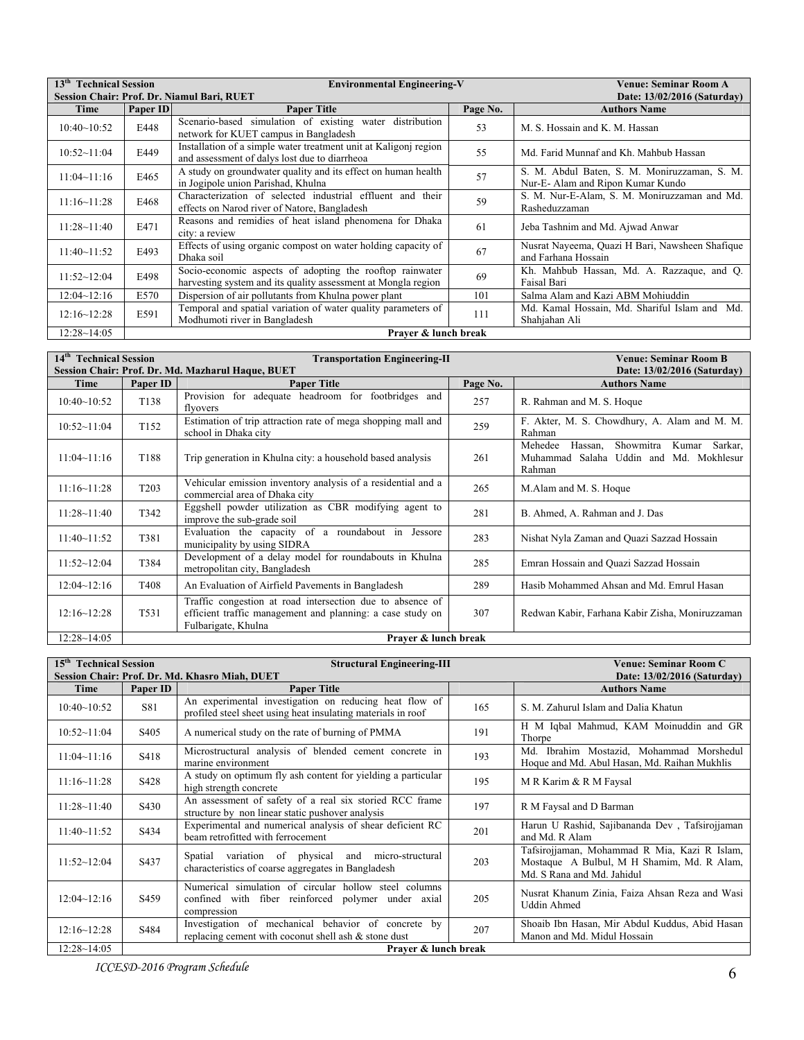| 13th Technical Session | | Environmental Engineering-V | | Venue: Seminar Room A |
|---|---|---|---|---|
| Session Chair: Prof. Dr. Niamul Bari, RUET | | | | Date: 13/02/2016 (Saturday) |
| **Time** | **Paper ID** | **Paper Title** | **Page No.** | **Authors Name** |
| 10:40~10:52 | E448 | Scenario-based simulation of existing water distribution network for KUET campus in Bangladesh | 53 | M. S. Hossain and K. M. Hassan |
| 10:52~11:04 | E449 | Installation of a simple water treatment unit at Kaligonj region and assessment of dalys lost due to diarrheoa | 55 | Md. Farid Munnaf and Kh. Mahbub Hassan |
| 11:04~11:16 | E465 | A study on groundwater quality and its effect on human health in Jogipole union Parishad, Khulna | 57 | S. M. Abdul Baten, S. M. Moniruzzaman, S. M. Nur-E- Alam and Ripon Kumar Kundo |
| 11:16~11:28 | E468 | Characterization of selected industrial effluent and their effects on Narod river of Natore, Bangladesh | 59 | S. M. Nur-E-Alam, S. M. Moniruzzaman and Md. Rasheduzzaman |
| 11:28~11:40 | E471 | Reasons and remidies of heat island phenomena for Dhaka city: a review | 61 | Jeba Tashnim and Md. Ajwad Anwar |
| 11:40~11:52 | E493 | Effects of using organic compost on water holding capacity of Dhaka soil | 67 | Nusrat Nayeema, Quazi H Bari, Nawsheen Shafique and Farhana Hossain |
| 11:52~12:04 | E498 | Socio-economic aspects of adopting the rooftop rainwater harvesting system and its quality assessment at Mongla region | 69 | Kh. Mahbub Hassan, Md. A. Razzaque, and Q. Faisal Bari |
| 12:04~12:16 | E570 | Dispersion of air pollutants from Khulna power plant | 101 | Salma Alam and Kazi ABM Mohiuddin |
| 12:16~12:28 | E591 | Temporal and spatial variation of water quality parameters of Modhumoti river in Bangladesh | 111 | Md. Kamal Hossain, Md. Shariful Islam and Md. Shahjahan Ali |
| 12:28~14:05 | | **Prayer & lunch break** | | |

| 14th Technical Session | | Transportation Engineering-II | | Venue: Seminar Room B |
|---|---|---|---|---|
| Session Chair: Prof. Dr. Md. Mazharul Haque, BUET | | | | Date: 13/02/2016 (Saturday) |
| **Time** | **Paper ID** | **Paper Title** | **Page No.** | **Authors Name** |
| 10:40~10:52 | T138 | Provision for adequate headroom for footbridges and flyovers | 257 | R. Rahman and M. S. Hoque |
| 10:52~11:04 | T152 | Estimation of trip attraction rate of mega shopping mall and school in Dhaka city | 259 | F. Akter, M. S. Chowdhury, A. Alam and M. M. Rahman |
| 11:04~11:16 | T188 | Trip generation in Khulna city: a household based analysis | 261 | Mehedee Hassan, Showmitra Kumar Sarkar, Muhammad Salaha Uddin and Md. Mokhlesur Rahman |
| 11:16~11:28 | T203 | Vehicular emission inventory analysis of a residential and a commercial area of Dhaka city | 265 | M.Alam and M. S. Hoque |
| 11:28~11:40 | T342 | Eggshell powder utilization as CBR modifying agent to improve the sub-grade soil | 281 | B. Ahmed, A. Rahman and J. Das |
| 11:40~11:52 | T381 | Evaluation the capacity of a roundabout in Jessore municipality by using SIDRA | 283 | Nishat Nyla Zaman and Quazi Sazzad Hossain |
| 11:52~12:04 | T384 | Development of a delay model for roundabouts in Khulna metropolitan city, Bangladesh | 285 | Emran Hossain and Quazi Sazzad Hossain |
| 12:04~12:16 | T408 | An Evaluation of Airfield Pavements in Bangladesh | 289 | Hasib Mohammed Ahsan and Md. Emrul Hasan |
| 12:16~12:28 | T531 | Traffic congestion at road intersection due to absence of efficient traffic management and planning: a case study on Fulbarigate, Khulna | 307 | Redwan Kabir, Farhana Kabir Zisha, Moniruzzaman |
| 12:28~14:05 | | **Prayer & lunch break** | | |

| 15th Technical Session | | Structural Engineering-III | | Venue: Seminar Room C |
|---|---|---|---|---|
| Session Chair: Prof. Dr. Md. Khasro Miah, DUET | | | | Date: 13/02/2016 (Saturday) |
| **Time** | **Paper ID** | **Paper Title** | | **Authors Name** |
| 10:40~10:52 | S81 | An experimental investigation on reducing heat flow of profiled steel sheet using heat insulating materials in roof | 165 | S. M. Zahurul Islam and Dalia Khatun |
| 10:52~11:04 | S405 | A numerical study on the rate of burning of PMMA | 191 | H M Iqbal Mahmud, KAM Moinuddin and GR Thorpe |
| 11:04~11:16 | S418 | Microstructural analysis of blended cement concrete in marine environment | 193 | Md. Ibrahim Mostazid, Mohammad Morshedul Hoque and Md. Abul Hasan, Md. Raihan Mukhlis |
| 11:16~11:28 | S428 | A study on optimum fly ash content for yielding a particular high strength concrete | 195 | M R Karim & R M Faysal |
| 11:28~11:40 | S430 | An assessment of safety of a real six storied RCC frame structure by non linear static pushover analysis | 197 | R M Faysal and D Barman |
| 11:40~11:52 | S434 | Experimental and numerical analysis of shear deficient RC beam retrofitted with ferrocement | 201 | Harun U Rashid, Sajibananda Dev , Tafsirojjaman and Md. R Alam |
| 11:52~12:04 | S437 | Spatial variation of physical and micro-structural characteristics of coarse aggregates in Bangladesh | 203 | Tafsirojjaman, Mohammad R Mia, Kazi R Islam, Mostaque A Bulbul, M H Shamim, Md. R Alam, Md. S Rana and Md. Jahidul |
| 12:04~12:16 | S459 | Numerical simulation of circular hollow steel columns confined with fiber reinforced polymer under axial compression | 205 | Nusrat Khanum Zinia, Faiza Ahsan Reza and Wasi Uddin Ahmed |
| 12:16~12:28 | S484 | Investigation of mechanical behavior of concrete by replacing cement with coconut shell ash & stone dust | 207 | Shoaib Ibn Hasan, Mir Abdul Kuddus, Abid Hasan Manon and Md. Midul Hossain |
| 12:28~14:05 | | **Prayer & lunch break** | | |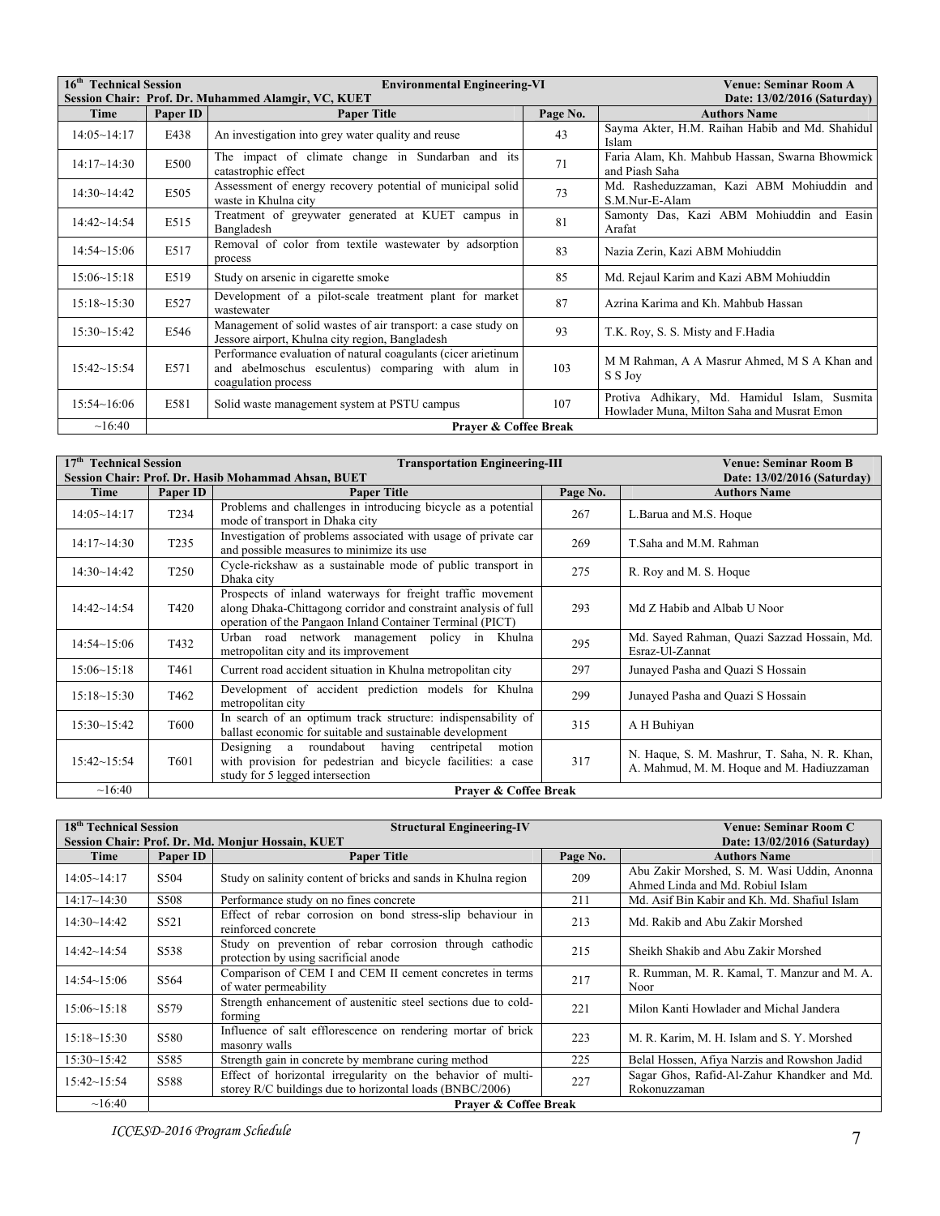| 16th Technical Session | | Environmental Engineering-VI | | Venue: Seminar Room A |
|---|---|---|---|---|
| Session Chair: Prof. Dr. Muhammed Alamgir, VC, KUET | | | | Date: 13/02/2016 (Saturday) |
| **Time** | **Paper ID** | **Paper Title** | **Page No.** | **Authors Name** |
| 14:05~14:17 | E438 | An investigation into grey water quality and reuse | 43 | Sayma Akter, H.M. Raihan Habib and Md. Shahidul Islam |
| 14:17~14:30 | E500 | The impact of climate change in Sundarban and its catastrophic effect | 71 | Faria Alam, Kh. Mahbub Hassan, Swarna Bhowmick and Piash Saha |
| 14:30~14:42 | E505 | Assessment of energy recovery potential of municipal solid waste in Khulna city | 73 | Md. Rasheduzzaman, Kazi ABM Mohiuddin and S.M.Nur-E-Alam |
| 14:42~14:54 | E515 | Treatment of greywater generated at KUET campus in Bangladesh | 81 | Samonty Das, Kazi ABM Mohiuddin and Easin Arafat |
| 14:54~15:06 | E517 | Removal of color from textile wastewater by adsorption process | 83 | Nazia Zerin, Kazi ABM Mohiuddin |
| 15:06~15:18 | E519 | Study on arsenic in cigarette smoke | 85 | Md. Rejaul Karim and Kazi ABM Mohiuddin |
| 15:18~15:30 | E527 | Development of a pilot-scale treatment plant for market wastewater | 87 | Azrina Karima and Kh. Mahbub Hassan |
| 15:30~15:42 | E546 | Management of solid wastes of air transport: a case study on Jessore airport, Khulna city region, Bangladesh | 93 | T.K. Roy, S. S. Misty and F.Hadia |
| 15:42~15:54 | E571 | Performance evaluation of natural coagulants (cicer arietinum and abelmoschus esculentus) comparing with alum in coagulation process | 103 | M M Rahman, A A Masrur Ahmed, M S A Khan and S S Joy |
| 15:54~16:06 | E581 | Solid waste management system at PSTU campus | 107 | Protiva Adhikary, Md. Hamidul Islam, Susmita Howlader Muna, Milton Saha and Musrat Emon |
| ~16:40 | | **Prayer & Coffee Break** | | |

| 17th Technical Session | | Transportation Engineering-III | | Venue: Seminar Room B |
|---|---|---|---|---|
| Session Chair: Prof. Dr. Hasib Mohammad Ahsan, BUET | | | | Date: 13/02/2016 (Saturday) |
| **Time** | **Paper ID** | **Paper Title** | **Page No.** | **Authors Name** |
| 14:05~14:17 | T234 | Problems and challenges in introducing bicycle as a potential mode of transport in Dhaka city | 267 | L.Barua and M.S. Hoque |
| 14:17~14:30 | T235 | Investigation of problems associated with usage of private car and possible measures to minimize its use | 269 | T.Saha and M.M. Rahman |
| 14:30~14:42 | T250 | Cycle-rickshaw as a sustainable mode of public transport in Dhaka city | 275 | R. Roy and M. S. Hoque |
| 14:42~14:54 | T420 | Prospects of inland waterways for freight traffic movement along Dhaka-Chittagong corridor and constraint analysis of full operation of the Pangaon Inland Container Terminal (PICT) | 293 | Md Z Habib and Albab U Noor |
| 14:54~15:06 | T432 | Urban road network management policy in Khulna metropolitan city and its improvement | 295 | Md. Sayed Rahman, Quazi Sazzad Hossain, Md. Esraz-Ul-Zannat |
| 15:06~15:18 | T461 | Current road accident situation in Khulna metropolitan city | 297 | Junayed Pasha and Quazi S Hossain |
| 15:18~15:30 | T462 | Development of accident prediction models for Khulna metropolitan city | 299 | Junayed Pasha and Quazi S Hossain |
| 15:30~15:42 | T600 | In search of an optimum track structure: indispensability of ballast economic for suitable and sustainable development | 315 | A H Buhiyan |
| 15:42~15:54 | T601 | Designing a roundabout having centripetal motion with provision for pedestrian and bicycle facilities: a case study for 5 legged intersection | 317 | N. Haque, S. M. Mashrur, T. Saha, N. R. Khan, A. Mahmud, M. M. Hoque and M. Hadiuzzaman |
| ~16:40 | | **Prayer & Coffee Break** | | |

| 18th Technical Session | | Structural Engineering-IV | | Venue: Seminar Room C |
|---|---|---|---|---|
| Session Chair: Prof. Dr. Md. Monjur Hossain, KUET | | | | Date: 13/02/2016 (Saturday) |
| **Time** | **Paper ID** | **Paper Title** | **Page No.** | **Authors Name** |
| 14:05~14:17 | S504 | Study on salinity content of bricks and sands in Khulna region | 209 | Abu Zakir Morshed, S. M. Wasi Uddin, Anonna Ahmed Linda and Md. Robiul Islam |
| 14:17~14:30 | S508 | Performance study on no fines concrete | 211 | Md. Asif Bin Kabir and Kh. Md. Shafiul Islam |
| 14:30~14:42 | S521 | Effect of rebar corrosion on bond stress-slip behaviour in reinforced concrete | 213 | Md. Rakib and Abu Zakir Morshed |
| 14:42~14:54 | S538 | Study on prevention of rebar corrosion through cathodic protection by using sacrificial anode | 215 | Sheikh Shakib and Abu Zakir Morshed |
| 14:54~15:06 | S564 | Comparison of CEM I and CEM II cement concretes in terms of water permeability | 217 | R. Rumman, M. R. Kamal, T. Manzur and M. A. Noor |
| 15:06~15:18 | S579 | Strength enhancement of austenitic steel sections due to cold-forming | 221 | Milon Kanti Howlader and Michal Jandera |
| 15:18~15:30 | S580 | Influence of salt efflorescence on rendering mortar of brick masonry walls | 223 | M. R. Karim, M. H. Islam and S. Y. Morshed |
| 15:30~15:42 | S585 | Strength gain in concrete by membrane curing method | 225 | Belal Hossen, Afiya Narzis and Rowshon Jadid |
| 15:42~15:54 | S588 | Effect of horizontal irregularity on the behavior of multi-storey R/C buildings due to horizontal loads (BNBC/2006) | 227 | Sagar Ghos, Rafid-Al-Zahur Khandker and Md. Rokonuzzaman |
| ~16:40 | | **Prayer & Coffee Break** | | |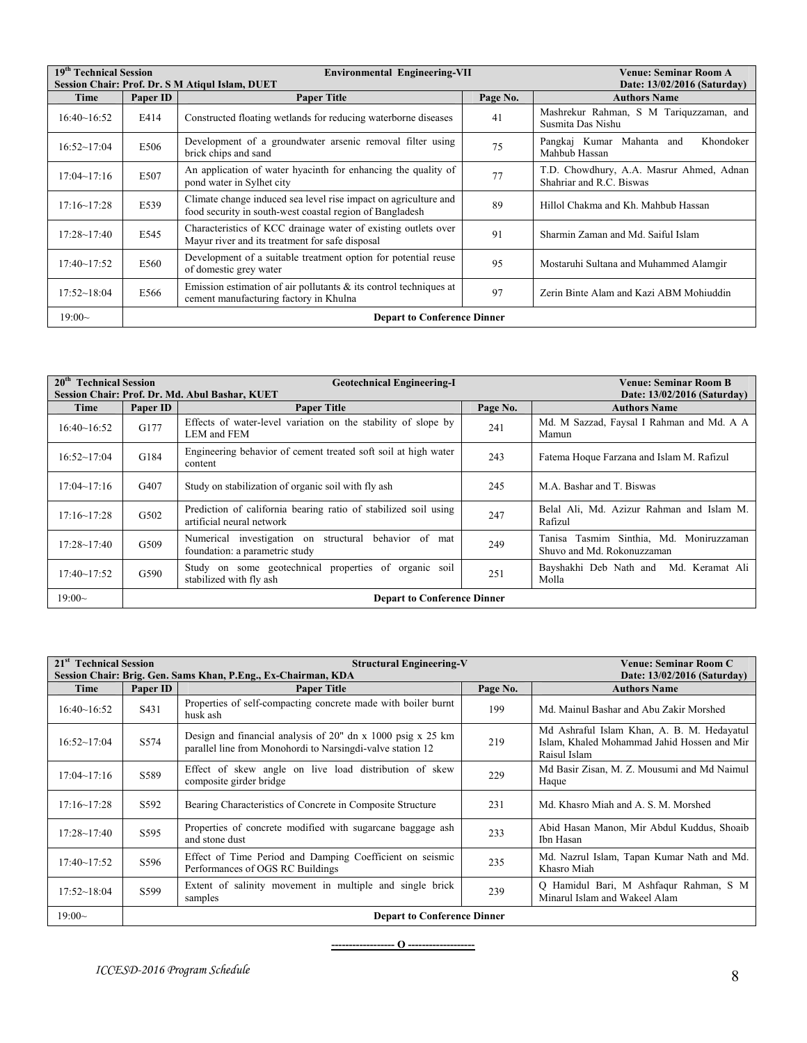| 19th Technical Session<br>Session Chair: Prof. Dr. S M Atiqul Islam, DUET | | Environmental Engineering-VII | | Venue: Seminar Room A<br>Date: 13/02/2016 (Saturday) |
|---|---|---|---|---|
| **Time** | **Paper ID** | **Paper Title** | **Page No.** | **Authors Name** |
| 16:40~16:52 | E414 | Constructed floating wetlands for reducing waterborne diseases | 41 | Mashrekur Rahman, S M Tariquzzaman, and Susmita Das Nishu |
| 16:52~17:04 | E506 | Development of a groundwater arsenic removal filter using brick chips and sand | 75 | Pangkaj Kumar Mahanta and Khondoker Mahbub Hassan |
| 17:04~17:16 | E507 | An application of water hyacinth for enhancing the quality of pond water in Sylhet city | 77 | T.D. Chowdhury, A.A. Masrur Ahmed, Adnan Shahriar and R.C. Biswas |
| 17:16~17:28 | E539 | Climate change induced sea level rise impact on agriculture and food security in south-west coastal region of Bangladesh | 89 | Hillol Chakma and Kh. Mahbub Hassan |
| 17:28~17:40 | E545 | Characteristics of KCC drainage water of existing outlets over Mayur river and its treatment for safe disposal | 91 | Sharmin Zaman and Md. Saiful Islam |
| 17:40~17:52 | E560 | Development of a suitable treatment option for potential reuse of domestic grey water | 95 | Mostaruhi Sultana and Muhammed Alamgir |
| 17:52~18:04 | E566 | Emission estimation of air pollutants & its control techniques at cement manufacturing factory in Khulna | 97 | Zerin Binte Alam and Kazi ABM Mohiuddin |
| 19:00~ | **Depart to Conference Dinner** | | | |

| 20th Technical Session<br>Session Chair: Prof. Dr. Md. Abul Bashar, KUET | | Geotechnical Engineering-I | | Venue: Seminar Room B<br>Date: 13/02/2016 (Saturday) |
|---|---|---|---|---|
| **Time** | **Paper ID** | **Paper Title** | **Page No.** | **Authors Name** |
| 16:40~16:52 | G177 | Effects of water-level variation on the stability of slope by LEM and FEM | 241 | Md. M Sazzad, Faysal I Rahman and Md. A A Mamun |
| 16:52~17:04 | G184 | Engineering behavior of cement treated soft soil at high water content | 243 | Fatema Hoque Farzana and Islam M. Rafizul |
| 17:04~17:16 | G407 | Study on stabilization of organic soil with fly ash | 245 | M.A. Bashar and T. Biswas |
| 17:16~17:28 | G502 | Prediction of california bearing ratio of stabilized soil using artificial neural network | 247 | Belal Ali, Md. Azizur Rahman and Islam M. Rafizul |
| 17:28~17:40 | G509 | Numerical investigation on structural behavior of mat foundation: a parametric study | 249 | Tanisa Tasmim Sinthia, Md. Moniruzzaman Shuvo and Md. Rokonuzzaman |
| 17:40~17:52 | G590 | Study on some geotechnical properties of organic soil stabilized with fly ash | 251 | Bayshakhi Deb Nath and Md. Keramat Ali Molla |
| 19:00~ | **Depart to Conference Dinner** | | | |

| 21st Technical Session<br>Session Chair: Brig. Gen. Sams Khan, P.Eng., Ex-Chairman, KDA | | Structural Engineering-V | | Venue: Seminar Room C<br>Date: 13/02/2016 (Saturday) |
|---|---|---|---|---|
| **Time** | **Paper ID** | **Paper Title** | **Page No.** | **Authors Name** |
| 16:40~16:52 | S431 | Properties of self-compacting concrete made with boiler burnt husk ash | 199 | Md. Mainul Bashar and Abu Zakir Morshed |
| 16:52~17:04 | S574 | Design and financial analysis of 20" dn x 1000 psig x 25 km parallel line from Monohordi to Narsingdi-valve station 12 | 219 | Md Ashraful Islam Khan, A. B. M. Hedayatul Islam, Khaled Mohammad Jahid Hossen and Mir Raisul Islam |
| 17:04~17:16 | S589 | Effect of skew angle on live load distribution of skew composite girder bridge | 229 | Md Basir Zisan, M. Z. Mousumi and Md Naimul Haque |
| 17:16~17:28 | S592 | Bearing Characteristics of Concrete in Composite Structure | 231 | Md. Khasro Miah and A. S. M. Morshed |
| 17:28~17:40 | S595 | Properties of concrete modified with sugarcane baggage ash and stone dust | 233 | Abid Hasan Manon, Mir Abdul Kuddus, Shoaib Ibn Hasan |
| 17:40~17:52 | S596 | Effect of Time Period and Damping Coefficient on seismic Performances of OGS RC Buildings | 235 | Md. Nazrul Islam, Tapan Kumar Nath and Md. Khasro Miah |
| 17:52~18:04 | S599 | Extent of salinity movement in multiple and single brick samples | 239 | Q Hamidul Bari, M Ashfaqur Rahman, S M Minarul Islam and Wakeel Alam |
| 19:00~ | **Depart to Conference Dinner** | | | |

------------------ O ------------------